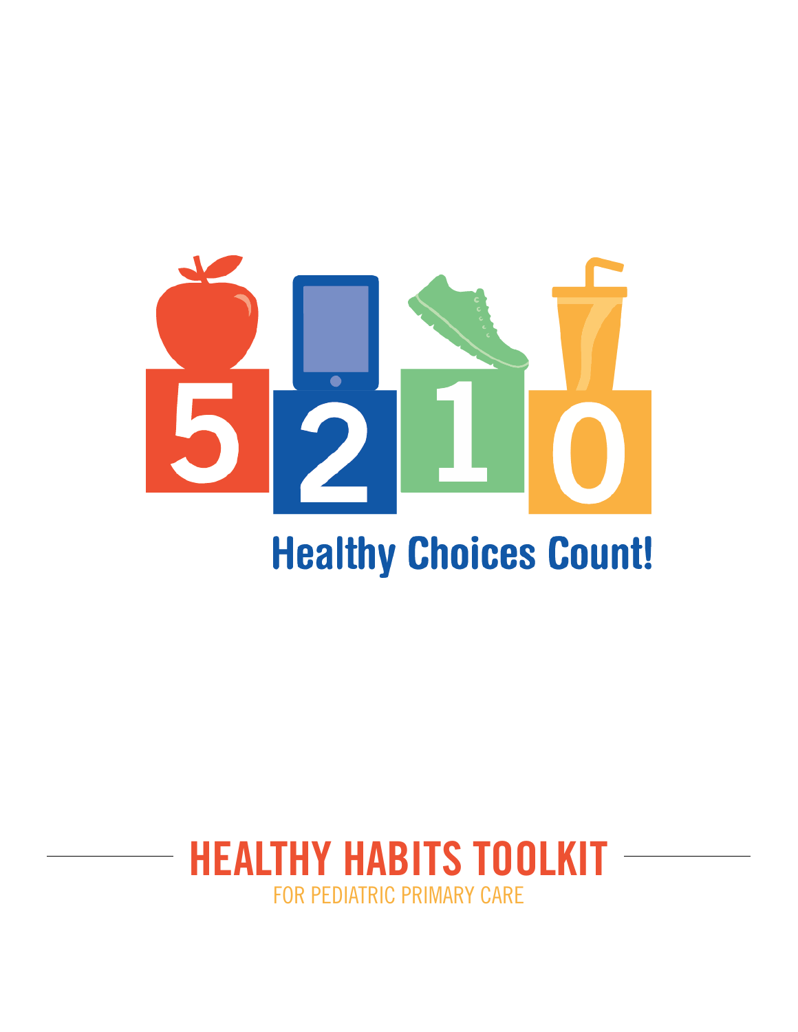5 2 1 0

Healthy Choices Count!

# HEALTHY HABITS TOOLKIT

FOR PEDIATRIC PRIMARY CARE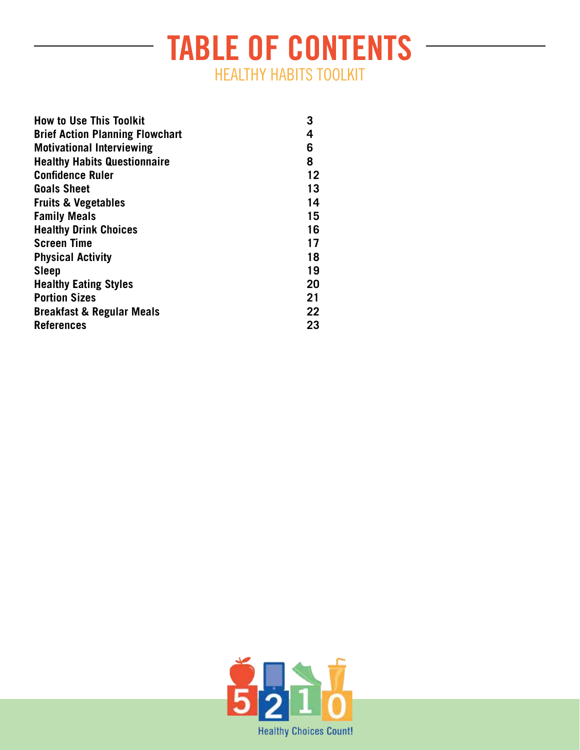# TABLE OF CONTENTS

## HEALTHY HABITS TOOLKIT

| | |
|---|---|
| **How to Use This Toolkit** | **3** |
| **Brief Action Planning Flowchart** | **4** |
| **Motivational Interviewing** | **6** |
| **Healthy Habits Questionnaire** | **8** |
| **Confidence Ruler** | **12** |
| **Goals Sheet** | **13** |
| **Fruits & Vegetables** | **14** |
| **Family Meals** | **15** |
| **Healthy Drink Choices** | **16** |
| **Screen Time** | **17** |
| **Physical Activity** | **18** |
| **Sleep** | **19** |
| **Healthy Eating Styles** | **20** |
| **Portion Sizes** | **21** |
| **Breakfast & Regular Meals** | **22** |
| **References** | **23** |

5 2 1 0 Healthy Choices Count!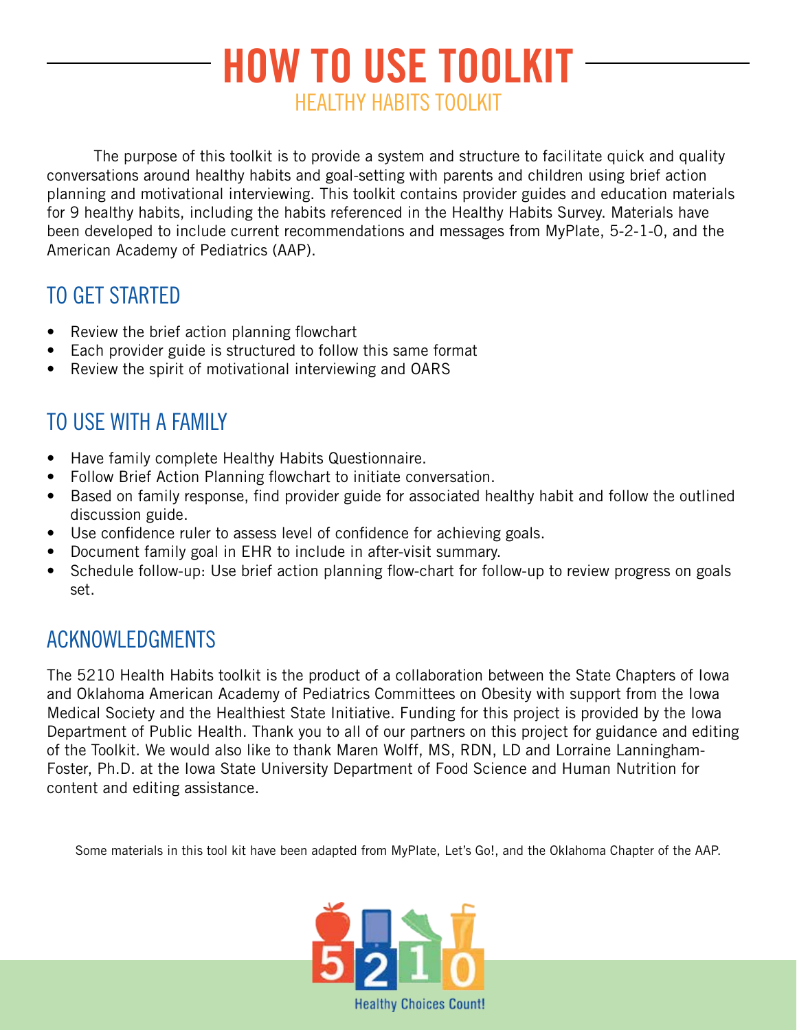# HOW TO USE TOOLKIT

## HEALTHY HABITS TOOLKIT

The purpose of this toolkit is to provide a system and structure to facilitate quick and quality conversations around healthy habits and goal-setting with parents and children using brief action planning and motivational interviewing. This toolkit contains provider guides and education materials for 9 healthy habits, including the habits referenced in the Healthy Habits Survey. Materials have been developed to include current recommendations and messages from MyPlate, 5-2-1-0, and the American Academy of Pediatrics (AAP).

## TO GET STARTED

- Review the brief action planning flowchart
- Each provider guide is structured to follow this same format
- Review the spirit of motivational interviewing and OARS

## TO USE WITH A FAMILY

- Have family complete Healthy Habits Questionnaire.
- Follow Brief Action Planning flowchart to initiate conversation.
- Based on family response, find provider guide for associated healthy habit and follow the outlined discussion guide.
- Use confidence ruler to assess level of confidence for achieving goals.
- Document family goal in EHR to include in after-visit summary.
- Schedule follow-up: Use brief action planning flow-chart for follow-up to review progress on goals set.

## ACKNOWLEDGMENTS

The 5210 Health Habits toolkit is the product of a collaboration between the State Chapters of Iowa and Oklahoma American Academy of Pediatrics Committees on Obesity with support from the Iowa Medical Society and the Healthiest State Initiative. Funding for this project is provided by the Iowa Department of Public Health. Thank you to all of our partners on this project for guidance and editing of the Toolkit. We would also like to thank Maren Wolff, MS, RDN, LD and Lorraine Lanningham-Foster, Ph.D. at the Iowa State University Department of Food Science and Human Nutrition for content and editing assistance.

Some materials in this tool kit have been adapted from MyPlate, Let's Go!, and the Oklahoma Chapter of the AAP.

5210 Healthy Choices Count!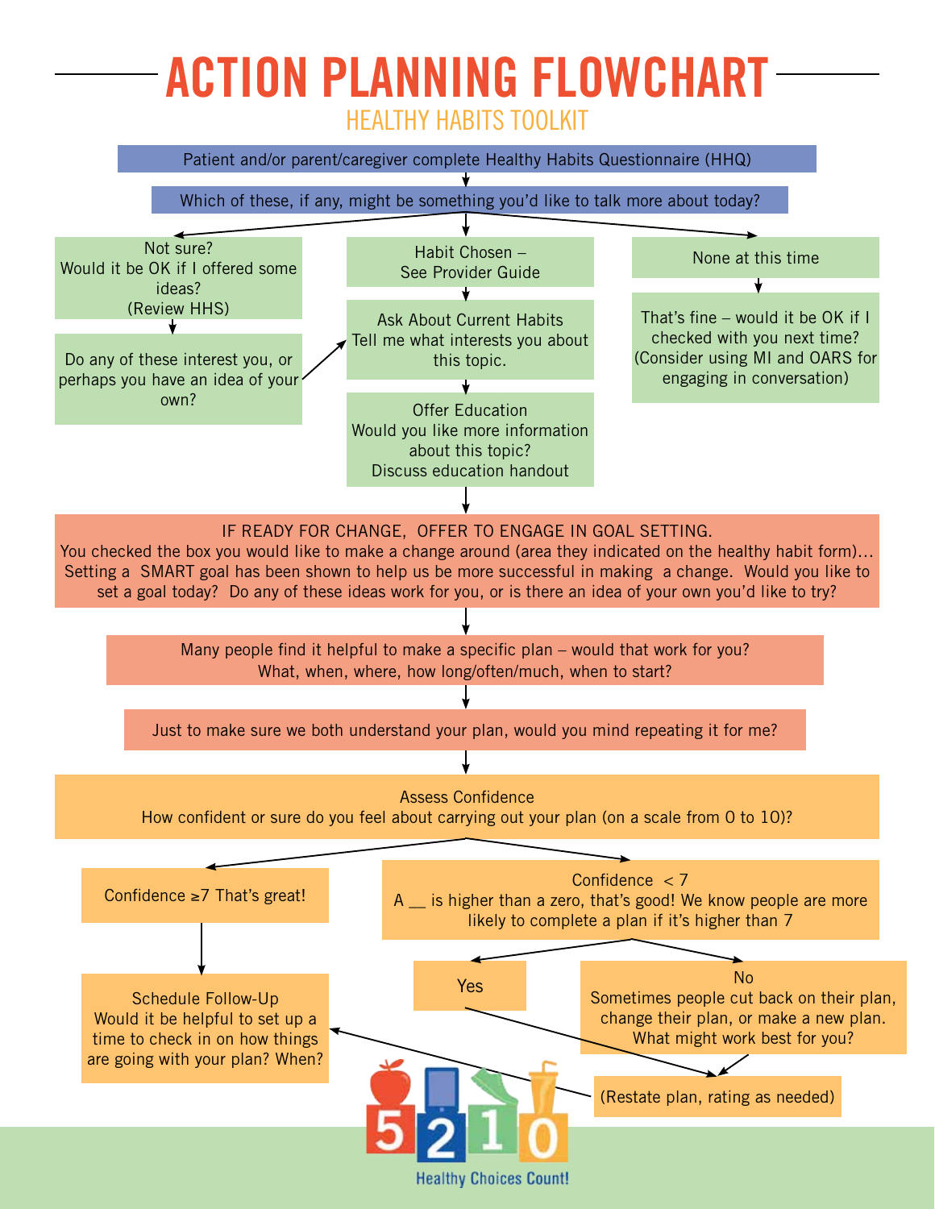# ACTION PLANNING FLOWCHART

## HEALTHY HABITS TOOLKIT

Patient and/or parent/caregiver complete Healthy Habits Questionnaire (HHQ)

Which of these, if any, might be something you'd like to talk more about today?

Not sure?
Would it be OK if I offered some ideas?
(Review HHS)

Do any of these interest you, or perhaps you have an idea of your own?

Habit Chosen –
See Provider Guide

Ask About Current Habits
Tell me what interests you about this topic.

Offer Education
Would you like more information about this topic?
Discuss education handout

None at this time

That's fine – would it be OK if I checked with you next time?
(Consider using MI and OARS for engaging in conversation)

IF READY FOR CHANGE, OFFER TO ENGAGE IN GOAL SETTING.
You checked the box you would like to make a change around (area they indicated on the healthy habit form)… Setting a SMART goal has been shown to help us be more successful in making a change. Would you like to set a goal today? Do any of these ideas work for you, or is there an idea of your own you'd like to try?

Many people find it helpful to make a specific plan – would that work for you?
What, when, where, how long/often/much, when to start?

Just to make sure we both understand your plan, would you mind repeating it for me?

Assess Confidence
How confident or sure do you feel about carrying out your plan (on a scale from 0 to 10)?

Confidence ≥7 That's great!

Schedule Follow-Up
Would it be helpful to set up a time to check in on how things are going with your plan? When?

Confidence < 7
A __ is higher than a zero, that's good! We know people are more likely to complete a plan if it's higher than 7

Yes

No
Sometimes people cut back on their plan, change their plan, or make a new plan. What might work best for you?

(Restate plan, rating as needed)

5 2 1 0
Healthy Choices Count!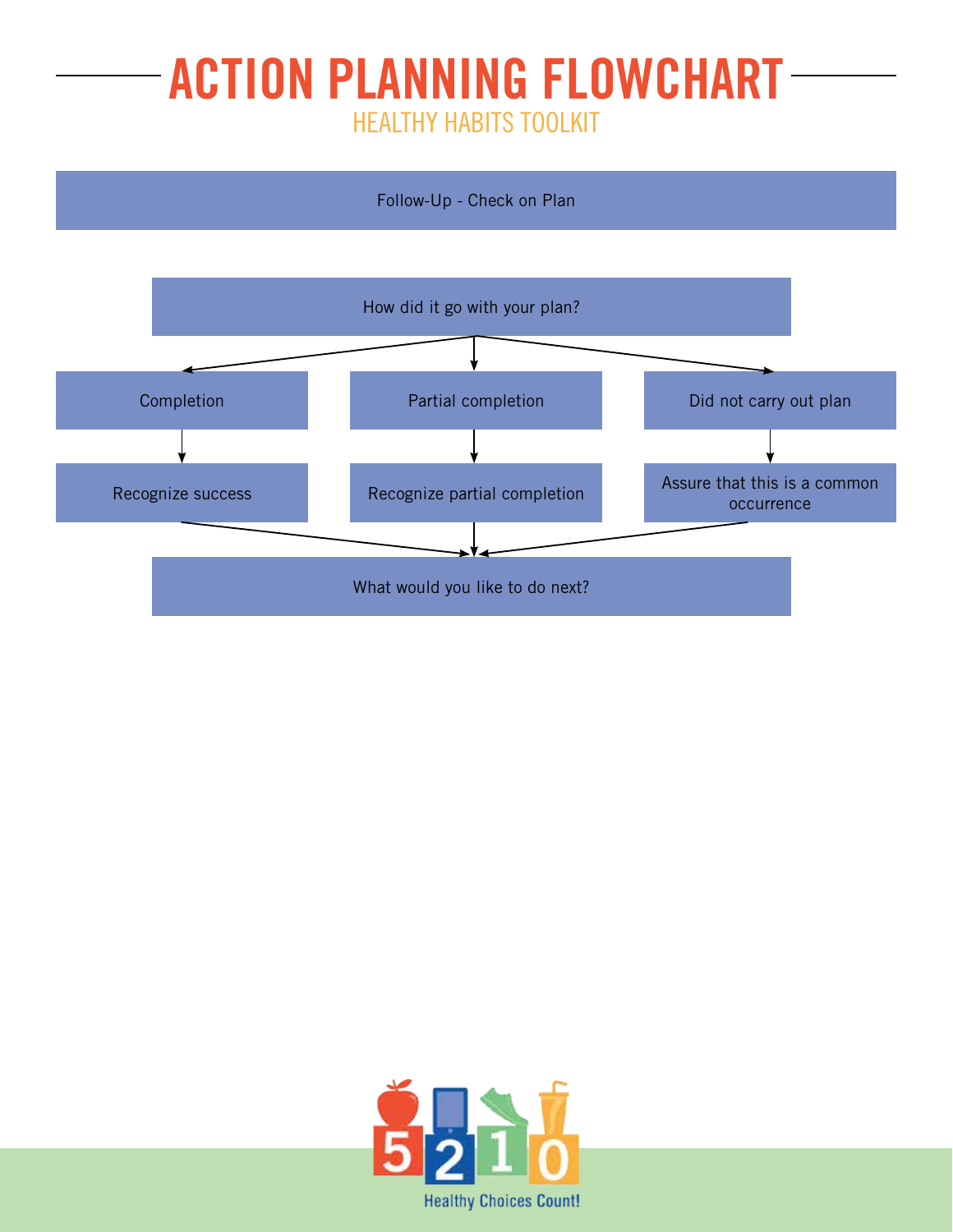# ACTION PLANNING FLOWCHART

## HEALTHY HABITS TOOLKIT

Follow-Up - Check on Plan

How did it go with your plan?

- Completion → Recognize success
- Partial completion → Recognize partial completion
- Did not carry out plan → Assure that this is a common occurrence

What would you like to do next?

5 2 1 0

Healthy Choices Count!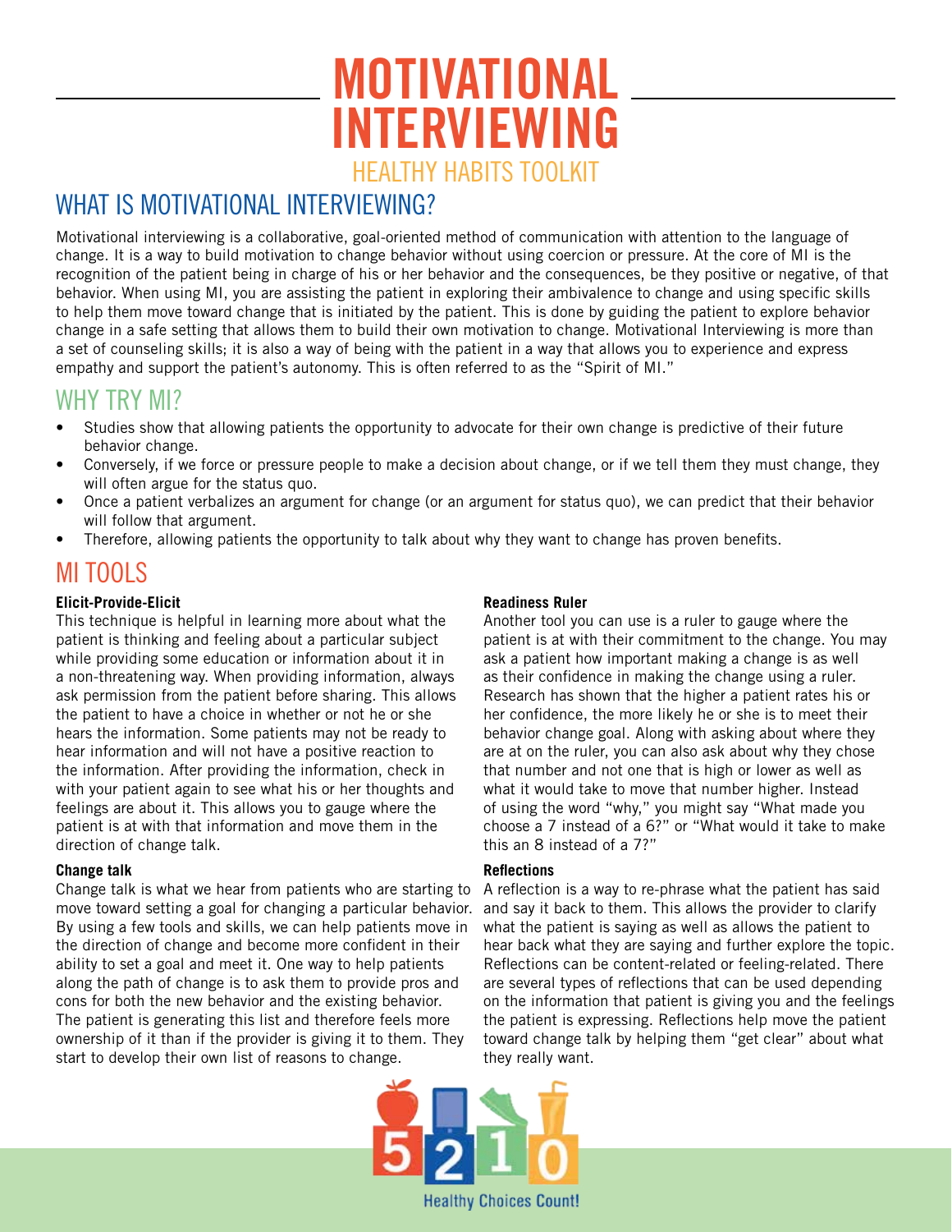# MOTIVATIONAL INTERVIEWING

HEALTHY HABITS TOOLKIT

## WHAT IS MOTIVATIONAL INTERVIEWING?

Motivational interviewing is a collaborative, goal-oriented method of communication with attention to the language of change. It is a way to build motivation to change behavior without using coercion or pressure. At the core of MI is the recognition of the patient being in charge of his or her behavior and the consequences, be they positive or negative, of that behavior. When using MI, you are assisting the patient in exploring their ambivalence to change and using specific skills to help them move toward change that is initiated by the patient. This is done by guiding the patient to explore behavior change in a safe setting that allows them to build their own motivation to change. Motivational Interviewing is more than a set of counseling skills; it is also a way of being with the patient in a way that allows you to experience and express empathy and support the patient's autonomy. This is often referred to as the "Spirit of MI."

## WHY TRY MI?

- Studies show that allowing patients the opportunity to advocate for their own change is predictive of their future behavior change.
- Conversely, if we force or pressure people to make a decision about change, or if we tell them they must change, they will often argue for the status quo.
- Once a patient verbalizes an argument for change (or an argument for status quo), we can predict that their behavior will follow that argument.
- Therefore, allowing patients the opportunity to talk about why they want to change has proven benefits.

## MI TOOLS

**Elicit-Provide-Elicit**

This technique is helpful in learning more about what the patient is thinking and feeling about a particular subject while providing some education or information about it in a non-threatening way. When providing information, always ask permission from the patient before sharing. This allows the patient to have a choice in whether or not he or she hears the information. Some patients may not be ready to hear information and will not have a positive reaction to the information. After providing the information, check in with your patient again to see what his or her thoughts and feelings are about it. This allows you to gauge where the patient is at with that information and move them in the direction of change talk.

**Change talk**

Change talk is what we hear from patients who are starting to move toward setting a goal for changing a particular behavior. By using a few tools and skills, we can help patients move in the direction of change and become more confident in their ability to set a goal and meet it. One way to help patients along the path of change is to ask them to provide pros and cons for both the new behavior and the existing behavior. The patient is generating this list and therefore feels more ownership of it than if the provider is giving it to them. They start to develop their own list of reasons to change.

**Readiness Ruler**

Another tool you can use is a ruler to gauge where the patient is at with their commitment to the change. You may ask a patient how important making a change is as well as their confidence in making the change using a ruler. Research has shown that the higher a patient rates his or her confidence, the more likely he or she is to meet their behavior change goal. Along with asking about where they are at on the ruler, you can also ask about why they chose that number and not one that is high or lower as well as what it would take to move that number higher. Instead of using the word "why," you might say "What made you choose a 7 instead of a 6?" or "What would it take to make this an 8 instead of a 7?"

**Reflections**

A reflection is a way to re-phrase what the patient has said and say it back to them. This allows the provider to clarify what the patient is saying as well as allows the patient to hear back what they are saying and further explore the topic. Reflections can be content-related or feeling-related. There are several types of reflections that can be used depending on the information that patient is giving you and the feelings the patient is expressing. Reflections help move the patient toward change talk by helping them "get clear" about what they really want.

5 2 1 0 Healthy Choices Count!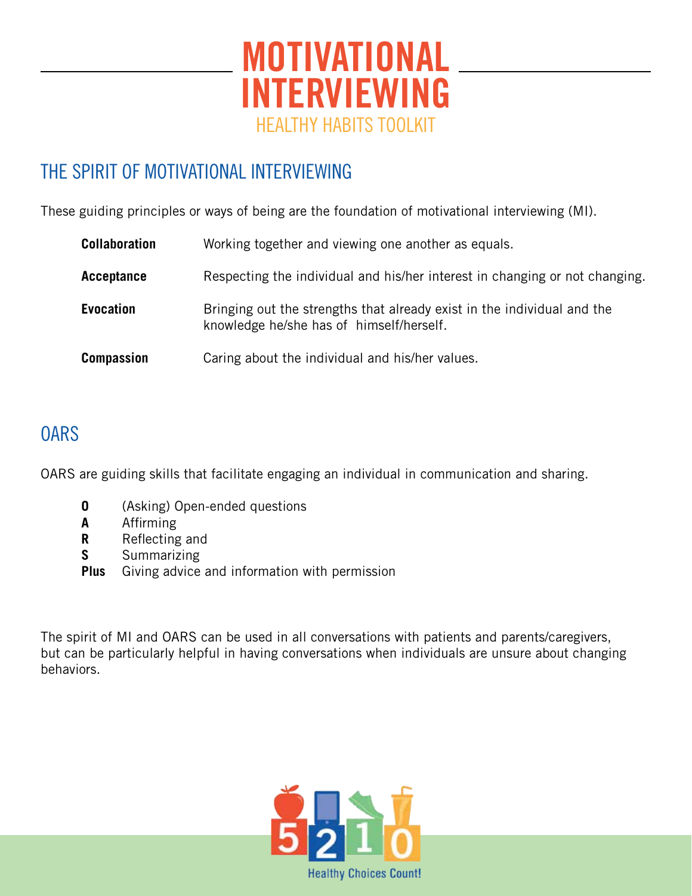# MOTIVATIONAL INTERVIEWING

HEALTHY HABITS TOOLKIT

## THE SPIRIT OF MOTIVATIONAL INTERVIEWING

These guiding principles or ways of being are the foundation of motivational interviewing (MI).

| | |
|---|---|
| **Collaboration** | Working together and viewing one another as equals. |
| **Acceptance** | Respecting the individual and his/her interest in changing or not changing. |
| **Evocation** | Bringing out the strengths that already exist in the individual and the knowledge he/she has of himself/herself. |
| **Compassion** | Caring about the individual and his/her values. |

## OARS

OARS are guiding skills that facilitate engaging an individual in communication and sharing.

- **O** (Asking) Open-ended questions
- **A** Affirming
- **R** Reflecting and
- **S** Summarizing
- **Plus** Giving advice and information with permission

The spirit of MI and OARS can be used in all conversations with patients and parents/caregivers, but can be particularly helpful in having conversations when individuals are unsure about changing behaviors.

5 2 1 0 Healthy Choices Count!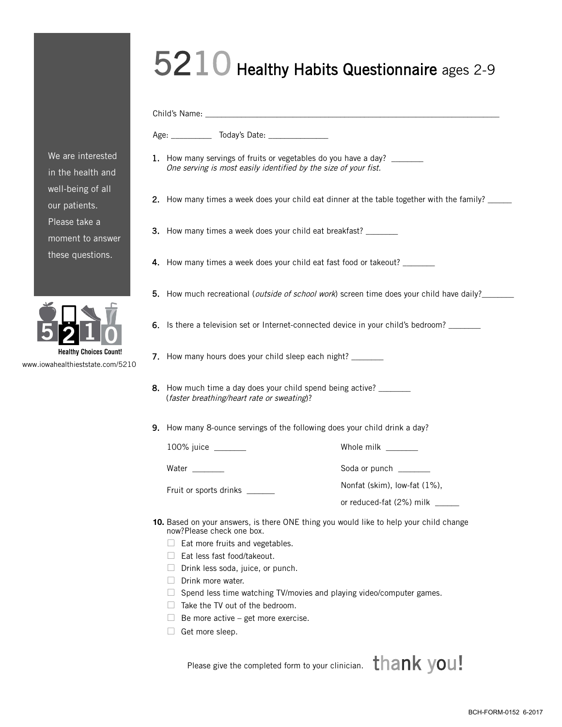# 5210 Healthy Habits Questionnaire ages 2-9

We are interested in the health and well-being of all our patients. Please take a moment to answer these questions.

5210 Healthy Choices Count!

www.iowahealthieststate.com/5210

Child's Name: ______________________________________________

Age: _________ Today's Date: ______________

1. How many servings of fruits or vegetables do you have a day? _______
   *One serving is most easily identified by the size of your fist.*

2. How many times a week does your child eat dinner at the table together with the family? _____

3. How many times a week does your child eat breakfast? _______

4. How many times a week does your child eat fast food or takeout? _______

5. How much recreational (*outside of school work*) screen time does your child have daily?_______

6. Is there a television set or Internet-connected device in your child's bedroom? _______

7. How many hours does your child sleep each night? _______

8. How much time a day does your child spend being active? _______
   (*faster breathing/heart rate or sweating*)?

9. How many 8-ounce servings of the following does your child drink a day?

   100% juice _______

   Water _______

   Fruit or sports drinks ______

   Whole milk _______

   Soda or punch _______

   Nonfat (skim), low-fat (1%), or reduced-fat (2%) milk _____

10. Based on your answers, is there ONE thing you would like to help your child change now?Please check one box.
    - ☐ Eat more fruits and vegetables.
    - ☐ Eat less fast food/takeout.
    - ☐ Drink less soda, juice, or punch.
    - ☐ Drink more water.
    - ☐ Spend less time watching TV/movies and playing video/computer games.
    - ☐ Take the TV out of the bedroom.
    - ☐ Be more active – get more exercise.
    - ☐ Get more sleep.

Please give the completed form to your clinician. **thank you!**

BCH-FORM-0152 6-2017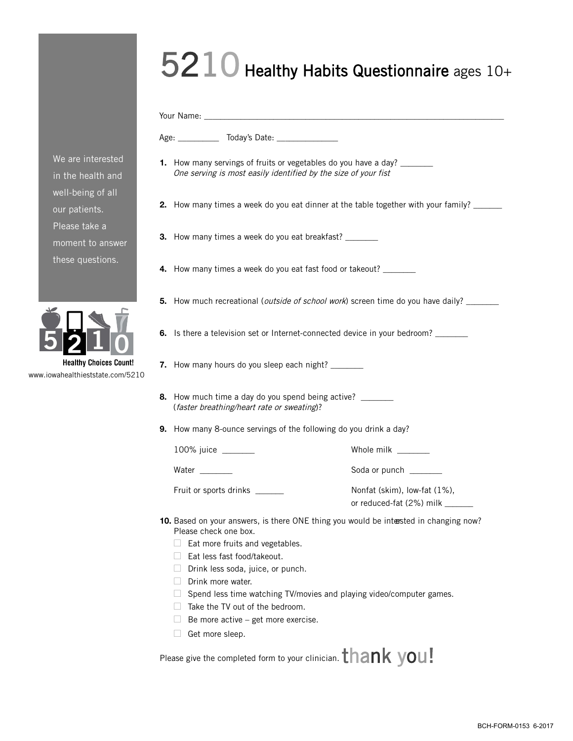# 5210 Healthy Habits Questionnaire ages 10+

We are interested in the health and well-being of all our patients. Please take a moment to answer these questions.

5210

Healthy Choices Count!

www.iowahealthieststate.com/5210

Your Name: ___________________________________________

Age: _________ Today's Date: ______________

**1.** How many servings of fruits or vegetables do you have a day? _______
*One serving is most easily identified by the size of your fist*

**2.** How many times a week do you eat dinner at the table together with your family? ______

**3.** How many times a week do you eat breakfast? _______

**4.** How many times a week do you eat fast food or takeout? _______

**5.** How much recreational (*outside of school work*) screen time do you have daily? _______

**6.** Is there a television set or Internet-connected device in your bedroom? _______

**7.** How many hours do you sleep each night? _______

**8.** How much time a day do you spend being active? _______
(*faster breathing/heart rate or sweating*)?

**9.** How many 8-ounce servings of the following do you drink a day?

100% juice _______

Whole milk _______

Water _______

Soda or punch _______

Fruit or sports drinks ______

Nonfat (skim), low-fat (1%), or reduced-fat (2%) milk ______

**10.** Based on your answers, is there ONE thing you would be interested in changing now? Please check one box.

- ☐ Eat more fruits and vegetables.
- ☐ Eat less fast food/takeout.
- ☐ Drink less soda, juice, or punch.
- ☐ Drink more water.
- ☐ Spend less time watching TV/movies and playing video/computer games.
- ☐ Take the TV out of the bedroom.
- ☐ Be more active – get more exercise.
- ☐ Get more sleep.

Please give the completed form to your clinician. **thank you!**

BCH-FORM-0153 6-2017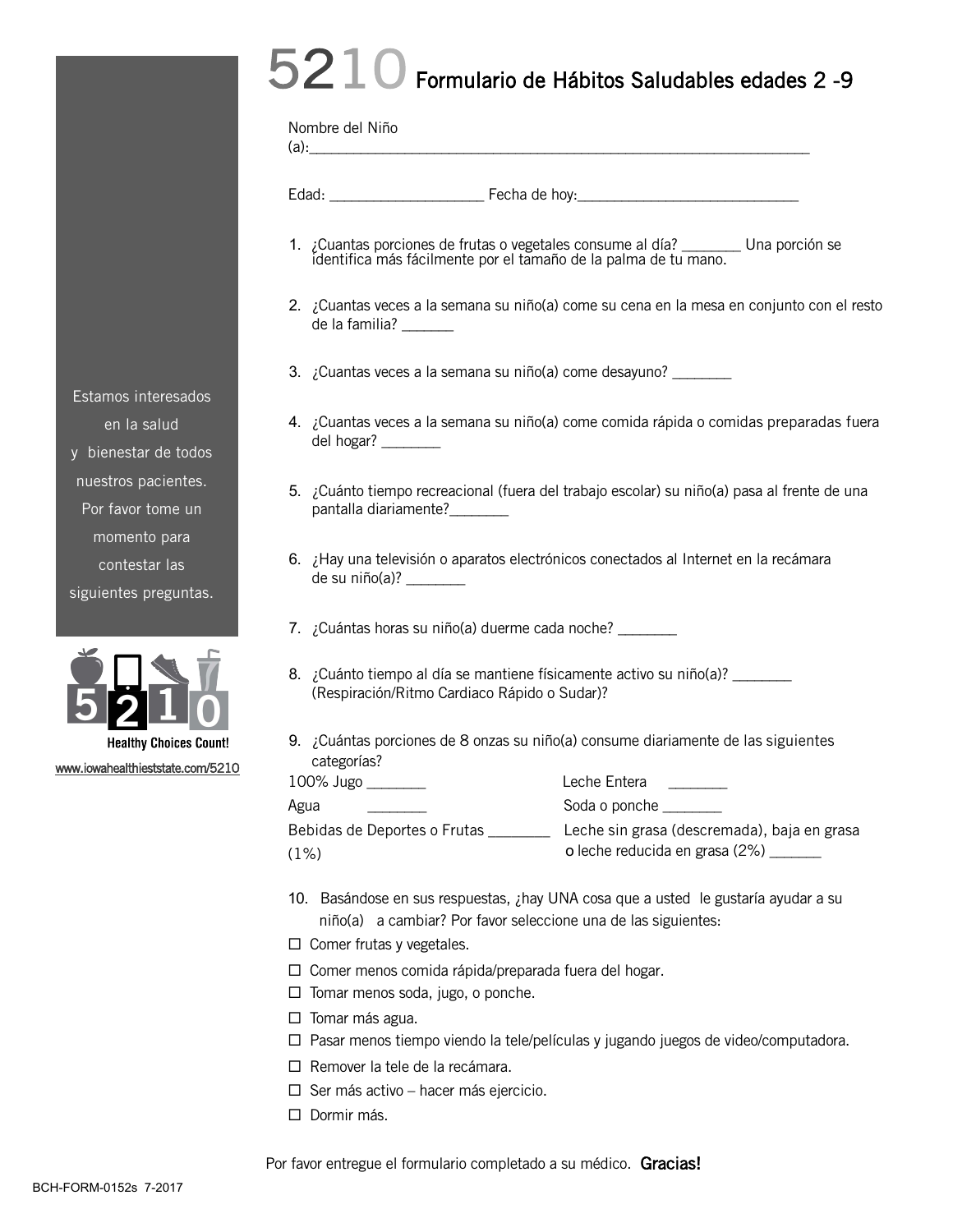# 5210 Formulario de Hábitos Saludables edades 2 -9

Estamos interesados en la salud y bienestar de todos nuestros pacientes. Por favor tome un momento para contestar las siguientes preguntas.

5 2 1 0

**Healthy Choices Count!**

www.iowahealthieststate.com/5210

Nombre del Niño (a):_______________________________________________________________

Edad: ___________________ Fecha de hoy:____________________________

1. ¿Cuantas porciones de frutas o vegetales consume al día? _______ Una porción se identifica más fácilmente por el tamaño de la palma de tu mano.

2. ¿Cuantas veces a la semana su niño(a) come su cena en la mesa en conjunto con el resto de la familia? ______

3. ¿Cuantas veces a la semana su niño(a) come desayuno? _______

4. ¿Cuantas veces a la semana su niño(a) come comida rápida o comidas preparadas fuera del hogar? _______

5. ¿Cuánto tiempo recreacional (fuera del trabajo escolar) su niño(a) pasa al frente de una pantalla diariamente?_______

6. ¿Hay una televisión o aparatos electrónicos conectados al Internet en la recámara de su niño(a)? _______

7. ¿Cuántas horas su niño(a) duerme cada noche? _______

8. ¿Cuánto tiempo al día se mantiene físicamente activo su niño(a)? _______ (Respiración/Ritmo Cardiaco Rápido o Sudar)?

9. ¿Cuántas porciones de 8 onzas su niño(a) consume diariamente de las siguientes categorías?

   100% Jugo _______

   Agua _______

   Bebidas de Deportes o Frutas _______

   Leche Entera _______

   Soda o ponche _______

   Leche sin grasa (descremada), baja en grasa (1%) o leche reducida en grasa (2%) ______

10. Basándose en sus respuestas, ¿hay UNA cosa que a usted le gustaría ayudar a su niño(a) a cambiar? Por favor seleccione una de las siguientes:

- ☐ Comer frutas y vegetales.
- ☐ Comer menos comida rápida/preparada fuera del hogar.
- ☐ Tomar menos soda, jugo, o ponche.
- ☐ Tomar más agua.
- ☐ Pasar menos tiempo viendo la tele/películas y jugando juegos de video/computadora.
- ☐ Remover la tele de la recámara.
- ☐ Ser más activo – hacer más ejercicio.
- ☐ Dormir más.

Por favor entregue el formulario completado a su médico. **Gracias!**

BCH-FORM-0152s 7-2017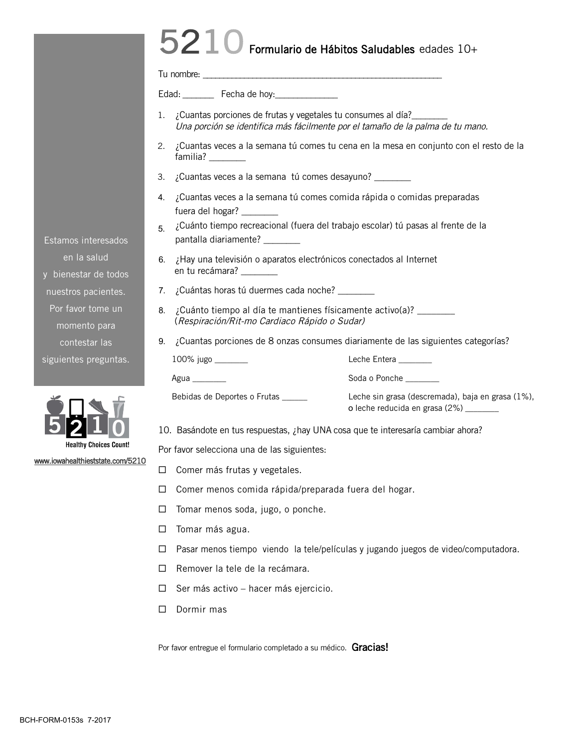# 5210 Formulario de Hábitos Saludables edades 10+

Tu nombre: ___________________________________________________________

Edad: _______ Fecha de hoy:______________

1. ¿Cuantas porciones de frutas y vegetales tu consumes al día?________
   *Una porción se identifica más fácilmente por el tamaño de la palma de tu mano.*
2. ¿Cuantas veces a la semana tú comes tu cena en la mesa en conjunto con el resto de la familia? ________
3. ¿Cuantas veces a la semana tú comes desayuno? ________
4. ¿Cuantas veces a la semana tú comes comida rápida o comidas preparadas fuera del hogar? ________
5. ¿Cuánto tiempo recreacional (fuera del trabajo escolar) tú pasas al frente de la pantalla diariamente? ________
6. ¿Hay una televisión o aparatos electrónicos conectados al Internet en tu recámara? ________
7. ¿Cuántas horas tú duermes cada noche? ________
8. ¿Cuánto tiempo al día te mantienes físicamente activo(a)? ________
   (*Respiración/Rit-mo Cardiaco Rápido o Sudar)*
9. ¿Cuantas porciones de 8 onzas consumes diariamente de las siguientes categorías?

   100% jugo ________

   Leche Entera ________

   Agua ________

   Soda o Ponche ________

   Bebidas de Deportes o Frutas ______

   Leche sin grasa (descremada), baja en grasa (1%), o leche reducida en grasa (2%) ________

10. Basándote en tus respuestas, ¿hay UNA cosa que te interesaría cambiar ahora?

Por favor selecciona una de las siguientes:

- ☐ Comer más frutas y vegetales.
- ☐ Comer menos comida rápida/preparada fuera del hogar.
- ☐ Tomar menos soda, jugo, o ponche.
- ☐ Tomar más agua.
- ☐ Pasar menos tiempo viendo la tele/películas y jugando juegos de video/computadora.
- ☐ Remover la tele de la recámara.
- ☐ Ser más activo – hacer más ejercicio.
- ☐ Dormir mas

Por favor entregue el formulario completado a su médico. **Gracias!**

Estamos interesados en la salud y bienestar de todos nuestros pacientes. Por favor tome un momento para contestar las siguientes preguntas.

5210 Healthy Choices Count!

www.iowahealthieststate.com/5210

BCH-FORM-0153s 7-2017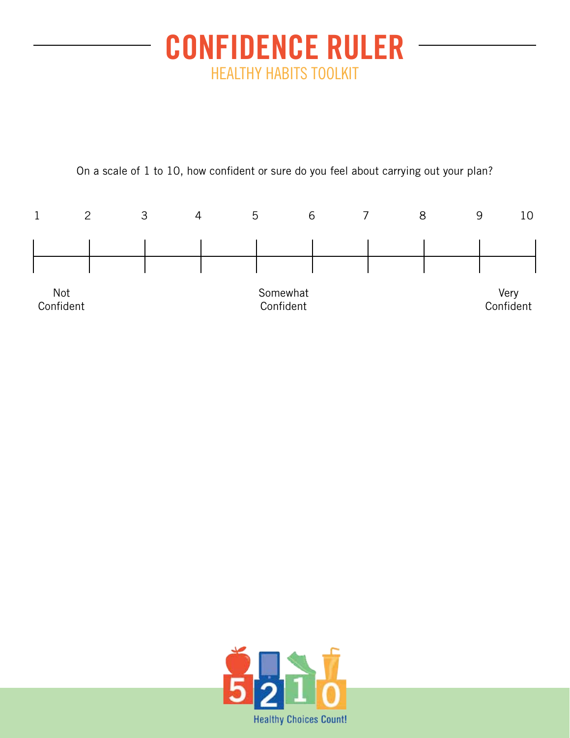# CONFIDENCE RULER

## HEALTHY HABITS TOOLKIT

On a scale of 1 to 10, how confident or sure do you feel about carrying out your plan?

| 1 | 2 | 3 | 4 | 5 | 6 | 7 | 8 | 9 | 10 |
|---|---|---|---|---|---|---|---|---|---|
| Not Confident | | | | Somewhat Confident | | | | | Very Confident |

Healthy Choices Count!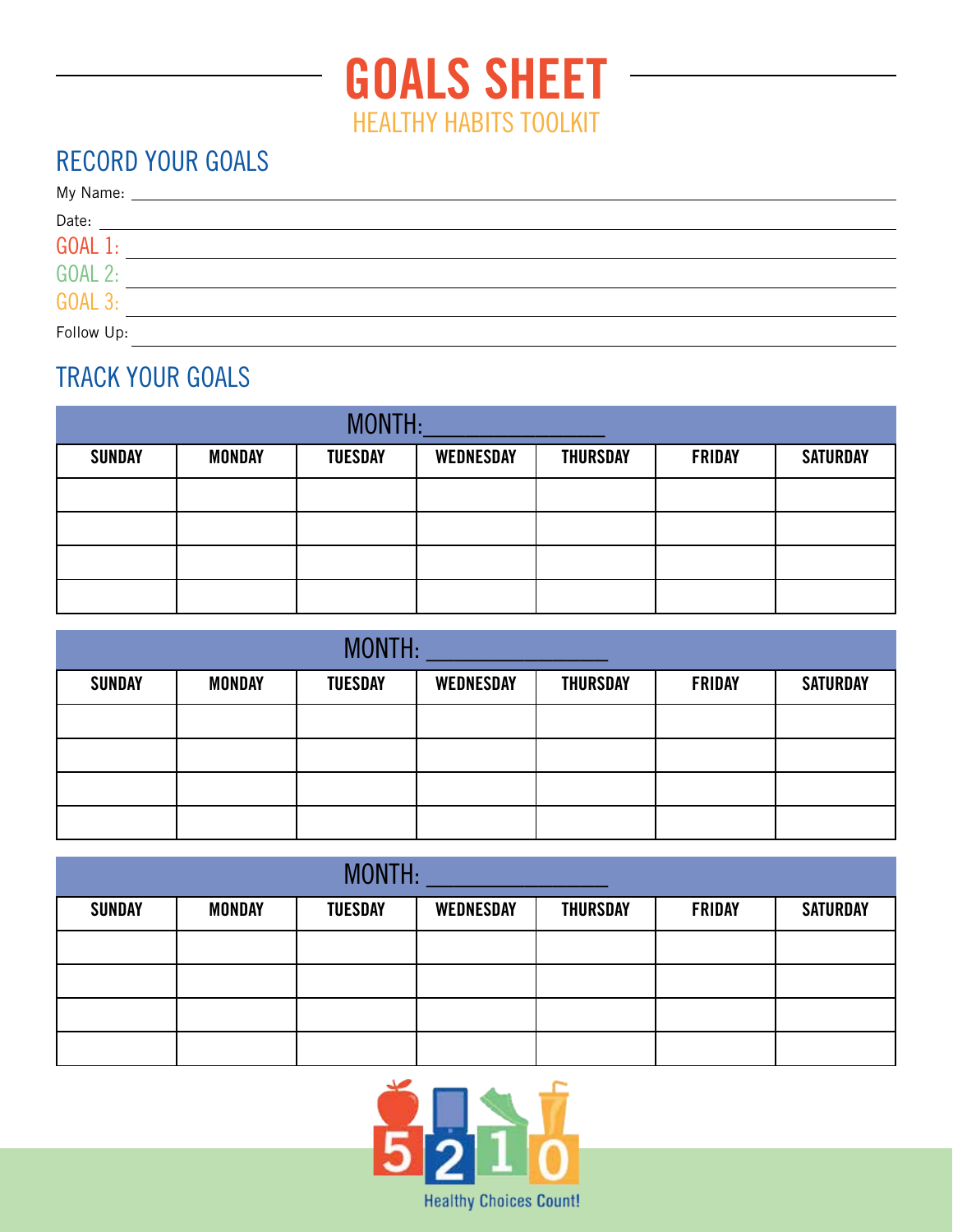# GOALS SHEET

## HEALTHY HABITS TOOLKIT

## RECORD YOUR GOALS

My Name: ____________________

Date: ____________________

GOAL 1: ____________________

GOAL 2: ____________________

GOAL 3: ____________________

Follow Up: ____________________

## TRACK YOUR GOALS

| MONTH: ______________ | | | | | | |
|---|---|---|---|---|---|---|
| **SUNDAY** | **MONDAY** | **TUESDAY** | **WEDNESDAY** | **THURSDAY** | **FRIDAY** | **SATURDAY** |
| | | | | | | |
| | | | | | | |
| | | | | | | |
| | | | | | | |

| MONTH: ______________ | | | | | | |
|---|---|---|---|---|---|---|
| **SUNDAY** | **MONDAY** | **TUESDAY** | **WEDNESDAY** | **THURSDAY** | **FRIDAY** | **SATURDAY** |
| | | | | | | |
| | | | | | | |
| | | | | | | |
| | | | | | | |

| MONTH: ______________ | | | | | | |
|---|---|---|---|---|---|---|
| **SUNDAY** | **MONDAY** | **TUESDAY** | **WEDNESDAY** | **THURSDAY** | **FRIDAY** | **SATURDAY** |
| | | | | | | |
| | | | | | | |
| | | | | | | |
| | | | | | | |

5 2 1 0

Healthy Choices Count!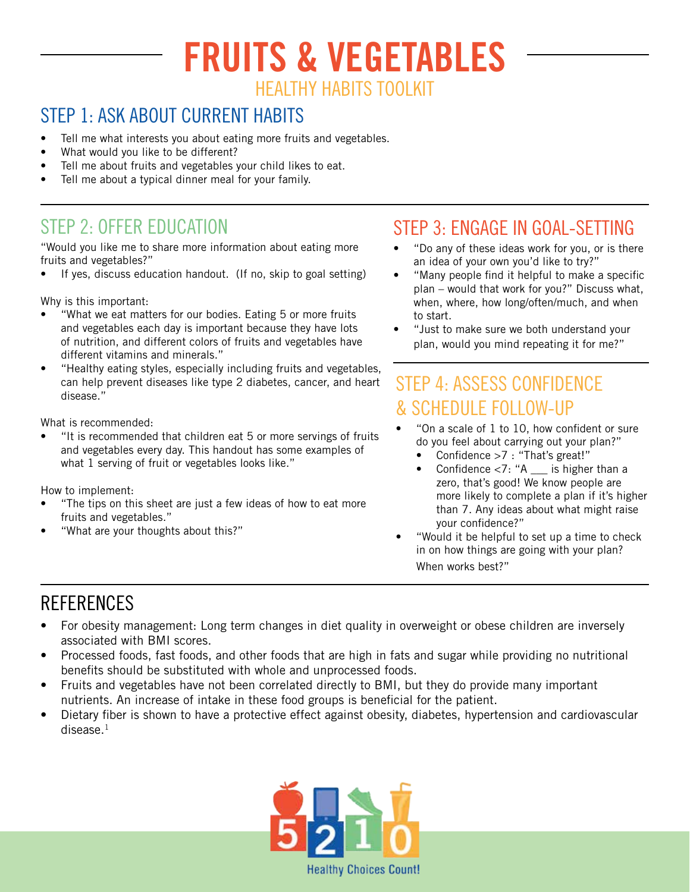# FRUITS & VEGETABLES

HEALTHY HABITS TOOLKIT

## STEP 1: ASK ABOUT CURRENT HABITS

- Tell me what interests you about eating more fruits and vegetables.
- What would you like to be different?
- Tell me about fruits and vegetables your child likes to eat.
- Tell me about a typical dinner meal for your family.

## STEP 2: OFFER EDUCATION

"Would you like me to share more information about eating more fruits and vegetables?"

- If yes, discuss education handout. (If no, skip to goal setting)

Why is this important:

- "What we eat matters for our bodies. Eating 5 or more fruits and vegetables each day is important because they have lots of nutrition, and different colors of fruits and vegetables have different vitamins and minerals."
- "Healthy eating styles, especially including fruits and vegetables, can help prevent diseases like type 2 diabetes, cancer, and heart disease."

What is recommended:

- "It is recommended that children eat 5 or more servings of fruits and vegetables every day. This handout has some examples of what 1 serving of fruit or vegetables looks like."

How to implement:

- "The tips on this sheet are just a few ideas of how to eat more fruits and vegetables."
- "What are your thoughts about this?"

## STEP 3: ENGAGE IN GOAL-SETTING

- "Do any of these ideas work for you, or is there an idea of your own you'd like to try?"
- "Many people find it helpful to make a specific plan – would that work for you?" Discuss what, when, where, how long/often/much, and when to start.
- "Just to make sure we both understand your plan, would you mind repeating it for me?"

## STEP 4: ASSESS CONFIDENCE & SCHEDULE FOLLOW-UP

- "On a scale of 1 to 10, how confident or sure do you feel about carrying out your plan?"
  - Confidence >7 : "That's great!"
  - Confidence <7: "A ___ is higher than a zero, that's good! We know people are more likely to complete a plan if it's higher than 7. Any ideas about what might raise your confidence?"
- "Would it be helpful to set up a time to check in on how things are going with your plan? When works best?"

## REFERENCES

- For obesity management: Long term changes in diet quality in overweight or obese children are inversely associated with BMI scores.
- Processed foods, fast foods, and other foods that are high in fats and sugar while providing no nutritional benefits should be substituted with whole and unprocessed foods.
- Fruits and vegetables have not been correlated directly to BMI, but they do provide many important nutrients. An increase of intake in these food groups is beneficial for the patient.
- Dietary fiber is shown to have a protective effect against obesity, diabetes, hypertension and cardiovascular disease.[1]

5210 Healthy Choices Count!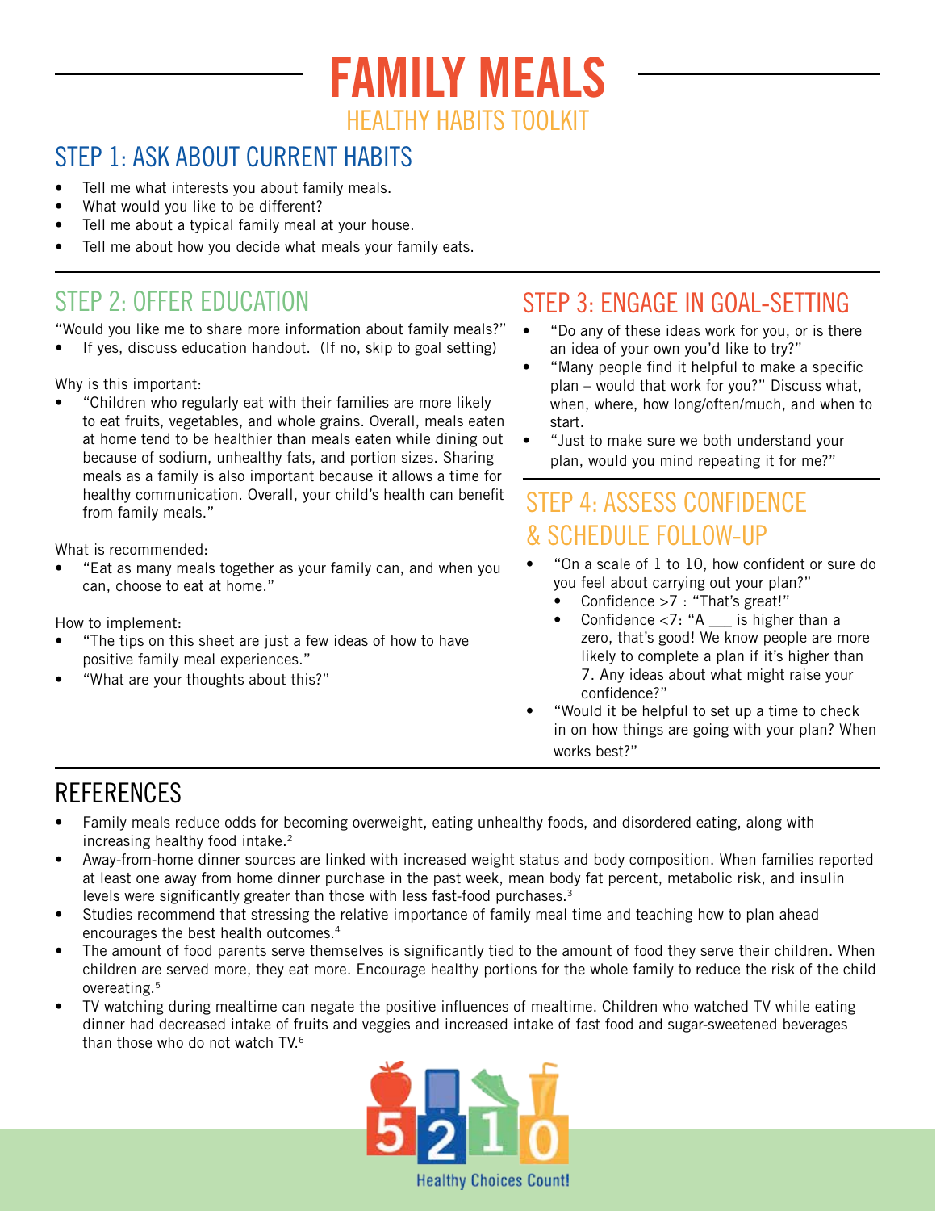# FAMILY MEALS

## HEALTHY HABITS TOOLKIT

## STEP 1: ASK ABOUT CURRENT HABITS

- Tell me what interests you about family meals.
- What would you like to be different?
- Tell me about a typical family meal at your house.
- Tell me about how you decide what meals your family eats.

## STEP 2: OFFER EDUCATION

"Would you like me to share more information about family meals?"

- If yes, discuss education handout. (If no, skip to goal setting)

Why is this important:

- "Children who regularly eat with their families are more likely to eat fruits, vegetables, and whole grains. Overall, meals eaten at home tend to be healthier than meals eaten while dining out because of sodium, unhealthy fats, and portion sizes. Sharing meals as a family is also important because it allows a time for healthy communication. Overall, your child's health can benefit from family meals."

What is recommended:

- "Eat as many meals together as your family can, and when you can, choose to eat at home."

How to implement:

- "The tips on this sheet are just a few ideas of how to have positive family meal experiences."
- "What are your thoughts about this?"

## STEP 3: ENGAGE IN GOAL-SETTING

- "Do any of these ideas work for you, or is there an idea of your own you'd like to try?"
- "Many people find it helpful to make a specific plan – would that work for you?" Discuss what, when, where, how long/often/much, and when to start.
- "Just to make sure we both understand your plan, would you mind repeating it for me?"

## STEP 4: ASSESS CONFIDENCE & SCHEDULE FOLLOW-UP

- "On a scale of 1 to 10, how confident or sure do you feel about carrying out your plan?"
  - Confidence >7 : "That's great!"
  - Confidence <7: "A ___ is higher than a zero, that's good! We know people are more likely to complete a plan if it's higher than 7. Any ideas about what might raise your confidence?"
- "Would it be helpful to set up a time to check in on how things are going with your plan? When works best?"

## REFERENCES

- Family meals reduce odds for becoming overweight, eating unhealthy foods, and disordered eating, along with increasing healthy food intake.[2]
- Away-from-home dinner sources are linked with increased weight status and body composition. When families reported at least one away from home dinner purchase in the past week, mean body fat percent, metabolic risk, and insulin levels were significantly greater than those with less fast-food purchases.[3]
- Studies recommend that stressing the relative importance of family meal time and teaching how to plan ahead encourages the best health outcomes.[4]
- The amount of food parents serve themselves is significantly tied to the amount of food they serve their children. When children are served more, they eat more. Encourage healthy portions for the whole family to reduce the risk of the child overeating.[5]
- TV watching during mealtime can negate the positive influences of mealtime. Children who watched TV while eating dinner had decreased intake of fruits and veggies and increased intake of fast food and sugar-sweetened beverages than those who do not watch TV.[6]

5 2 1 0 Healthy Choices Count!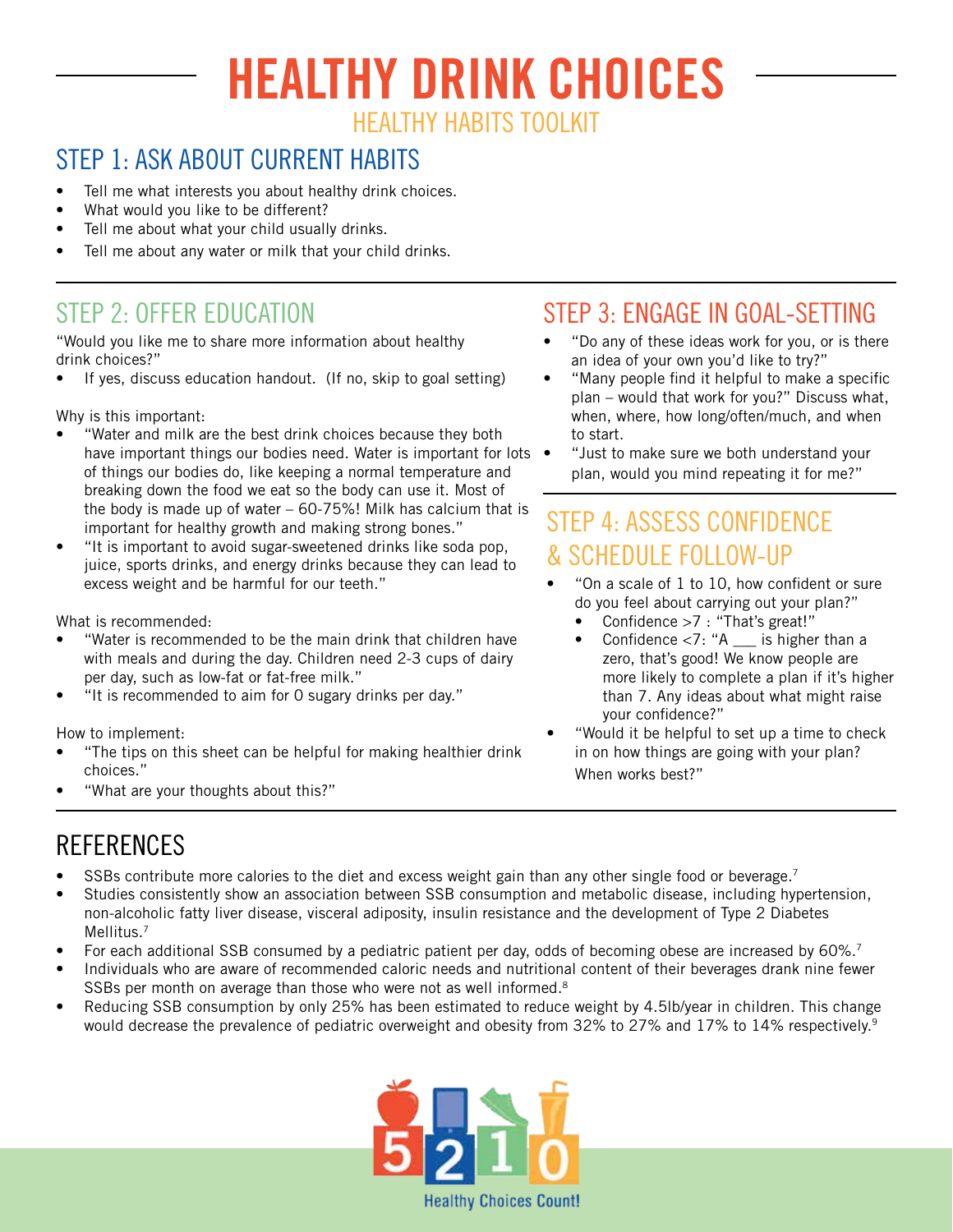# HEALTHY DRINK CHOICES

## HEALTHY HABITS TOOLKIT

## STEP 1: ASK ABOUT CURRENT HABITS

- Tell me what interests you about healthy drink choices.
- What would you like to be different?
- Tell me about what your child usually drinks.
- Tell me about any water or milk that your child drinks.

## STEP 2: OFFER EDUCATION

"Would you like me to share more information about healthy drink choices?"

- If yes, discuss education handout. (If no, skip to goal setting)

Why is this important:

- "Water and milk are the best drink choices because they both have important things our bodies need. Water is important for lots of things our bodies do, like keeping a normal temperature and breaking down the food we eat so the body can use it. Most of the body is made up of water – 60-75%! Milk has calcium that is important for healthy growth and making strong bones."
- "It is important to avoid sugar-sweetened drinks like soda pop, juice, sports drinks, and energy drinks because they can lead to excess weight and be harmful for our teeth."

What is recommended:

- "Water is recommended to be the main drink that children have with meals and during the day. Children need 2-3 cups of dairy per day, such as low-fat or fat-free milk."
- "It is recommended to aim for 0 sugary drinks per day."

How to implement:

- "The tips on this sheet can be helpful for making healthier drink choices."
- "What are your thoughts about this?"

## STEP 3: ENGAGE IN GOAL-SETTING

- "Do any of these ideas work for you, or is there an idea of your own you'd like to try?"
- "Many people find it helpful to make a specific plan – would that work for you?" Discuss what, when, where, how long/often/much, and when to start.
- "Just to make sure we both understand your plan, would you mind repeating it for me?"

## STEP 4: ASSESS CONFIDENCE & SCHEDULE FOLLOW-UP

- "On a scale of 1 to 10, how confident or sure do you feel about carrying out your plan?"
  - Confidence >7 : "That's great!"
  - Confidence <7: "A ___ is higher than a zero, that's good! We know people are more likely to complete a plan if it's higher than 7. Any ideas about what might raise your confidence?"
- "Would it be helpful to set up a time to check in on how things are going with your plan? When works best?"

## REFERENCES

- SSBs contribute more calories to the diet and excess weight gain than any other single food or beverage.[7]
- Studies consistently show an association between SSB consumption and metabolic disease, including hypertension, non-alcoholic fatty liver disease, visceral adiposity, insulin resistance and the development of Type 2 Diabetes Mellitus.[7]
- For each additional SSB consumed by a pediatric patient per day, odds of becoming obese are increased by 60%.[7]
- Individuals who are aware of recommended caloric needs and nutritional content of their beverages drank nine fewer SSBs per month on average than those who were not as well informed.[8]
- Reducing SSB consumption by only 25% has been estimated to reduce weight by 4.5lb/year in children. This change would decrease the prevalence of pediatric overweight and obesity from 32% to 27% and 17% to 14% respectively.[9]

5 2 1 0 Healthy Choices Count!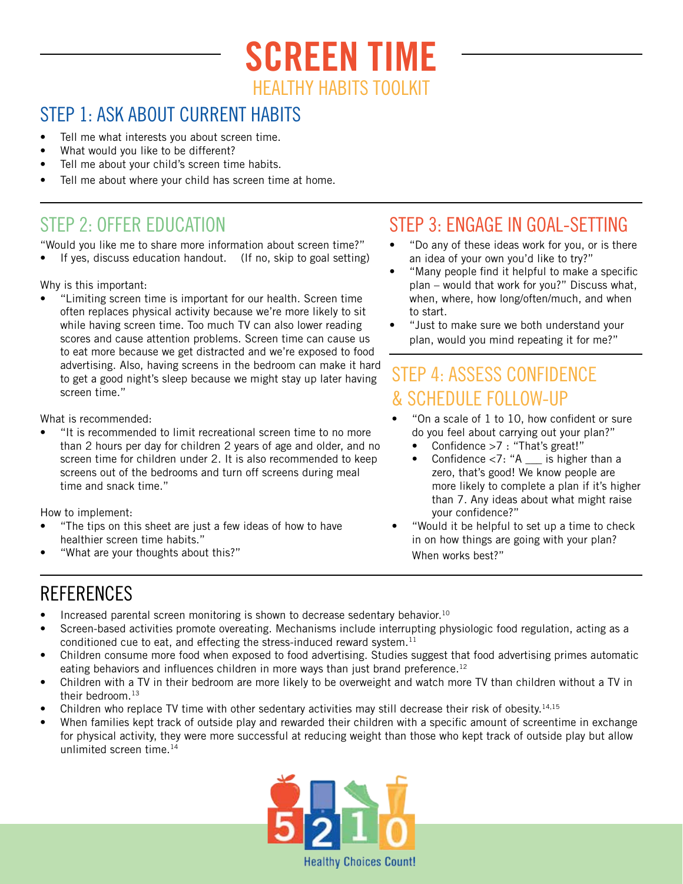# SCREEN TIME

## HEALTHY HABITS TOOLKIT

## STEP 1: ASK ABOUT CURRENT HABITS

- Tell me what interests you about screen time.
- What would you like to be different?
- Tell me about your child's screen time habits.
- Tell me about where your child has screen time at home.

## STEP 2: OFFER EDUCATION

"Would you like me to share more information about screen time?"

- If yes, discuss education handout. (If no, skip to goal setting)

Why is this important:

- "Limiting screen time is important for our health. Screen time often replaces physical activity because we're more likely to sit while having screen time. Too much TV can also lower reading scores and cause attention problems. Screen time can cause us to eat more because we get distracted and we're exposed to food advertising. Also, having screens in the bedroom can make it hard to get a good night's sleep because we might stay up later having screen time."

What is recommended:

- "It is recommended to limit recreational screen time to no more than 2 hours per day for children 2 years of age and older, and no screen time for children under 2. It is also recommended to keep screens out of the bedrooms and turn off screens during meal time and snack time."

How to implement:

- "The tips on this sheet are just a few ideas of how to have healthier screen time habits."
- "What are your thoughts about this?"

## STEP 3: ENGAGE IN GOAL-SETTING

- "Do any of these ideas work for you, or is there an idea of your own you'd like to try?"
- "Many people find it helpful to make a specific plan – would that work for you?" Discuss what, when, where, how long/often/much, and when to start.
- "Just to make sure we both understand your plan, would you mind repeating it for me?"

## STEP 4: ASSESS CONFIDENCE & SCHEDULE FOLLOW-UP

- "On a scale of 1 to 10, how confident or sure do you feel about carrying out your plan?"
  - Confidence >7 : "That's great!"
  - Confidence <7: "A ___ is higher than a zero, that's good! We know people are more likely to complete a plan if it's higher than 7. Any ideas about what might raise your confidence?"
- "Would it be helpful to set up a time to check in on how things are going with your plan? When works best?"

## REFERENCES

- Increased parental screen monitoring is shown to decrease sedentary behavior.[10]
- Screen-based activities promote overeating. Mechanisms include interrupting physiologic food regulation, acting as a conditioned cue to eat, and effecting the stress-induced reward system.[11]
- Children consume more food when exposed to food advertising. Studies suggest that food advertising primes automatic eating behaviors and influences children in more ways than just brand preference.[12]
- Children with a TV in their bedroom are more likely to be overweight and watch more TV than children without a TV in their bedroom.[13]
- Children who replace TV time with other sedentary activities may still decrease their risk of obesity.[14,15]
- When families kept track of outside play and rewarded their children with a specific amount of screentime in exchange for physical activity, they were more successful at reducing weight than those who kept track of outside play but allow unlimited screen time.[14]

5 2 1 0 Healthy Choices Count!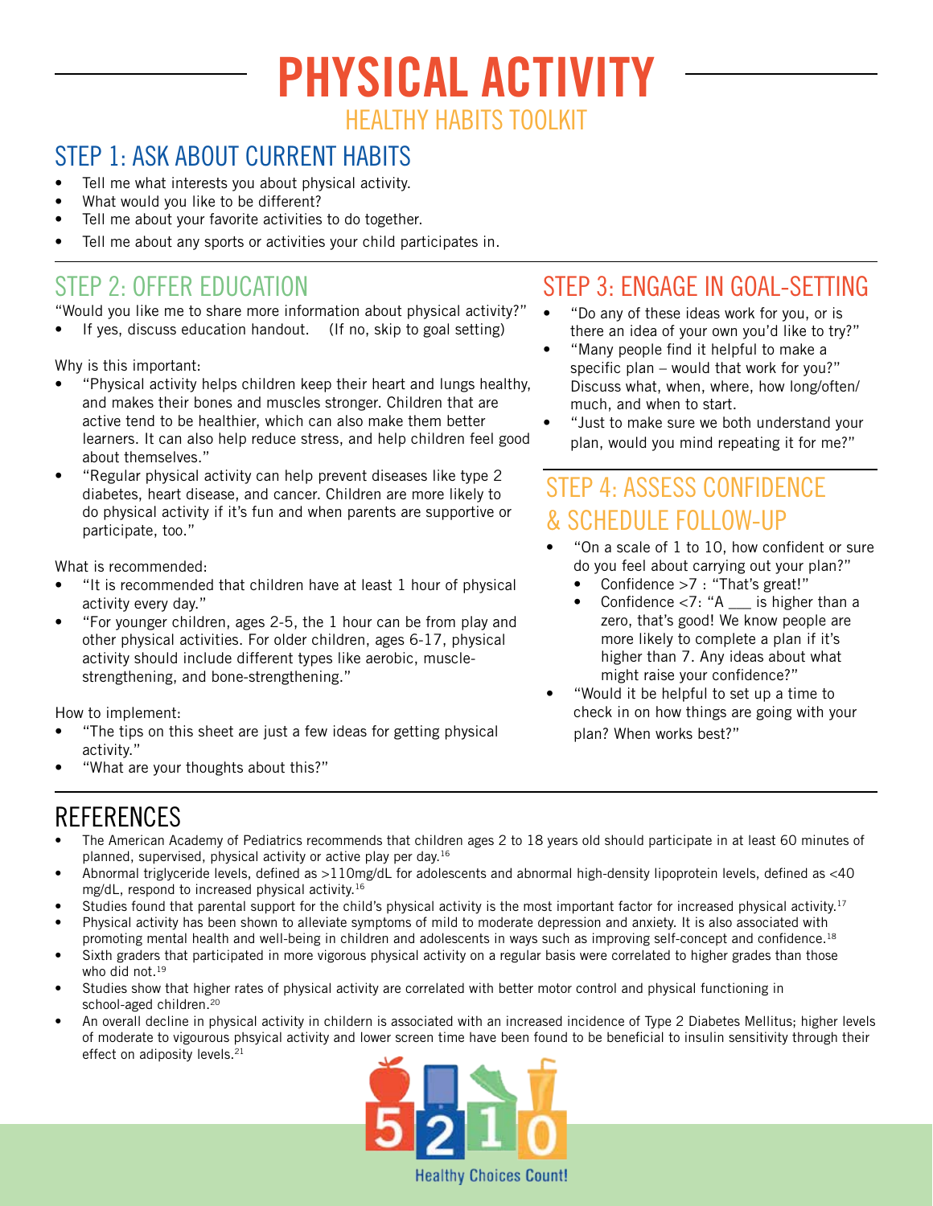# PHYSICAL ACTIVITY

## HEALTHY HABITS TOOLKIT

## STEP 1: ASK ABOUT CURRENT HABITS

- Tell me what interests you about physical activity.
- What would you like to be different?
- Tell me about your favorite activities to do together.
- Tell me about any sports or activities your child participates in.

## STEP 2: OFFER EDUCATION

"Would you like me to share more information about physical activity?"

- If yes, discuss education handout. (If no, skip to goal setting)

Why is this important:

- "Physical activity helps children keep their heart and lungs healthy, and makes their bones and muscles stronger. Children that are active tend to be healthier, which can also make them better learners. It can also help reduce stress, and help children feel good about themselves."
- "Regular physical activity can help prevent diseases like type 2 diabetes, heart disease, and cancer. Children are more likely to do physical activity if it's fun and when parents are supportive or participate, too."

What is recommended:

- "It is recommended that children have at least 1 hour of physical activity every day."
- "For younger children, ages 2-5, the 1 hour can be from play and other physical activities. For older children, ages 6-17, physical activity should include different types like aerobic, muscle-strengthening, and bone-strengthening."

How to implement:

- "The tips on this sheet are just a few ideas for getting physical activity."
- "What are your thoughts about this?"

## STEP 3: ENGAGE IN GOAL-SETTING

- "Do any of these ideas work for you, or is there an idea of your own you'd like to try?"
- "Many people find it helpful to make a specific plan – would that work for you?" Discuss what, when, where, how long/often/much, and when to start.
- "Just to make sure we both understand your plan, would you mind repeating it for me?"

## STEP 4: ASSESS CONFIDENCE & SCHEDULE FOLLOW-UP

- "On a scale of 1 to 10, how confident or sure do you feel about carrying out your plan?"
  - Confidence >7 : "That's great!"
  - Confidence <7: "A ___ is higher than a zero, that's good! We know people are more likely to complete a plan if it's higher than 7. Any ideas about what might raise your confidence?"
- "Would it be helpful to set up a time to check in on how things are going with your plan? When works best?"

## REFERENCES

- The American Academy of Pediatrics recommends that children ages 2 to 18 years old should participate in at least 60 minutes of planned, supervised, physical activity or active play per day.[16]
- Abnormal triglyceride levels, defined as >110mg/dL for adolescents and abnormal high-density lipoprotein levels, defined as <40 mg/dL, respond to increased physical activity.[16]
- Studies found that parental support for the child's physical activity is the most important factor for increased physical activity.[17]
- Physical activity has been shown to alleviate symptoms of mild to moderate depression and anxiety. It is also associated with promoting mental health and well-being in children and adolescents in ways such as improving self-concept and confidence.[18]
- Sixth graders that participated in more vigorous physical activity on a regular basis were correlated to higher grades than those who did not.[19]
- Studies show that higher rates of physical activity are correlated with better motor control and physical functioning in school-aged children.[20]
- An overall decline in physical activity in childern is associated with an increased incidence of Type 2 Diabetes Mellitus; higher levels of moderate to vigorous phsyical activity and lower screen time have been found to be beneficial to insulin sensitivity through their effect on adiposity levels.[21]

Healthy Choices Count!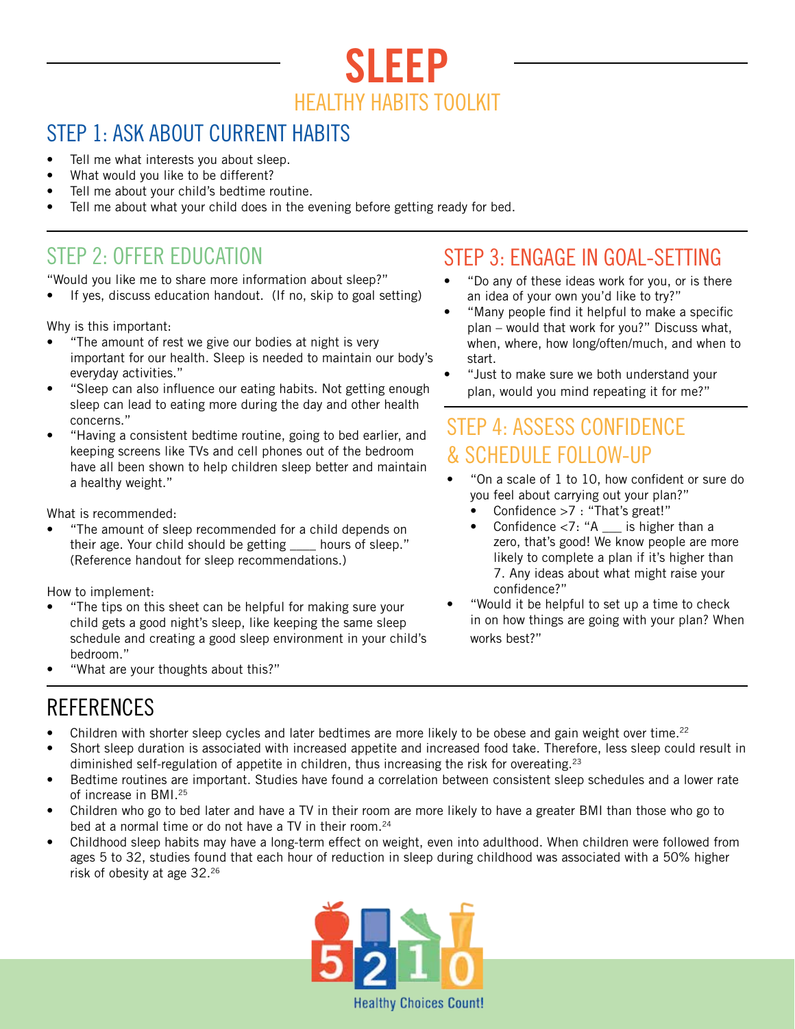# SLEEP

## HEALTHY HABITS TOOLKIT

## STEP 1: ASK ABOUT CURRENT HABITS

- Tell me what interests you about sleep.
- What would you like to be different?
- Tell me about your child's bedtime routine.
- Tell me about what your child does in the evening before getting ready for bed.

## STEP 2: OFFER EDUCATION

"Would you like me to share more information about sleep?"

- If yes, discuss education handout. (If no, skip to goal setting)

Why is this important:

- "The amount of rest we give our bodies at night is very important for our health. Sleep is needed to maintain our body's everyday activities."
- "Sleep can also influence our eating habits. Not getting enough sleep can lead to eating more during the day and other health concerns."
- "Having a consistent bedtime routine, going to bed earlier, and keeping screens like TVs and cell phones out of the bedroom have all been shown to help children sleep better and maintain a healthy weight."

What is recommended:

- "The amount of sleep recommended for a child depends on their age. Your child should be getting ____ hours of sleep." (Reference handout for sleep recommendations.)

How to implement:

- "The tips on this sheet can be helpful for making sure your child gets a good night's sleep, like keeping the same sleep schedule and creating a good sleep environment in your child's bedroom."
- "What are your thoughts about this?"

## STEP 3: ENGAGE IN GOAL-SETTING

- "Do any of these ideas work for you, or is there an idea of your own you'd like to try?"
- "Many people find it helpful to make a specific plan – would that work for you?" Discuss what, when, where, how long/often/much, and when to start.
- "Just to make sure we both understand your plan, would you mind repeating it for me?"

## STEP 4: ASSESS CONFIDENCE & SCHEDULE FOLLOW-UP

- "On a scale of 1 to 10, how confident or sure do you feel about carrying out your plan?"
  - Confidence >7 : "That's great!"
  - Confidence <7: "A ___ is higher than a zero, that's good! We know people are more likely to complete a plan if it's higher than 7. Any ideas about what might raise your confidence?"
- "Would it be helpful to set up a time to check in on how things are going with your plan? When works best?"

## REFERENCES

- Children with shorter sleep cycles and later bedtimes are more likely to be obese and gain weight over time.[22]
- Short sleep duration is associated with increased appetite and increased food take. Therefore, less sleep could result in diminished self-regulation of appetite in children, thus increasing the risk for overeating.[23]
- Bedtime routines are important. Studies have found a correlation between consistent sleep schedules and a lower rate of increase in BMI.[25]
- Children who go to bed later and have a TV in their room are more likely to have a greater BMI than those who go to bed at a normal time or do not have a TV in their room.[24]
- Childhood sleep habits may have a long-term effect on weight, even into adulthood. When children were followed from ages 5 to 32, studies found that each hour of reduction in sleep during childhood was associated with a 50% higher risk of obesity at age 32.[26]

5 2 1 0 Healthy Choices Count!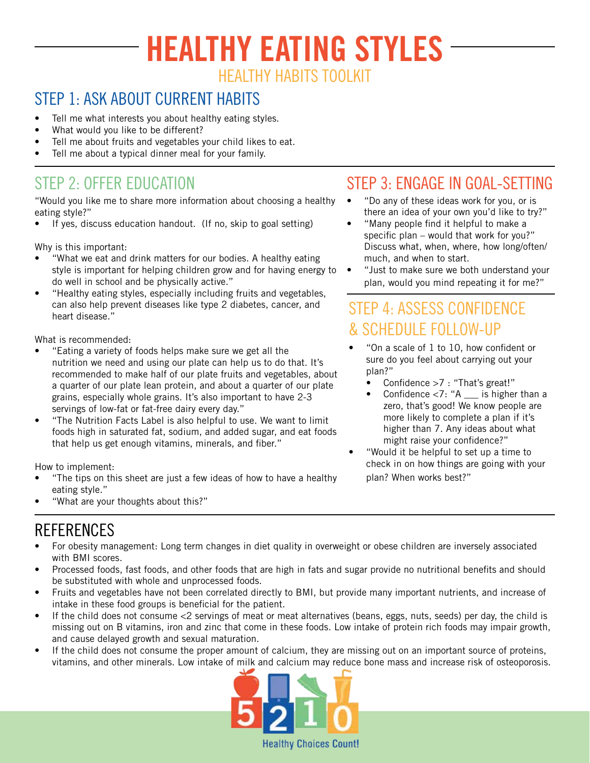# HEALTHY EATING STYLES

HEALTHY HABITS TOOLKIT

## STEP 1: ASK ABOUT CURRENT HABITS

- Tell me what interests you about healthy eating styles.
- What would you like to be different?
- Tell me about fruits and vegetables your child likes to eat.
- Tell me about a typical dinner meal for your family.

## STEP 2: OFFER EDUCATION

"Would you like me to share more information about choosing a healthy eating style?"

- If yes, discuss education handout. (If no, skip to goal setting)

Why is this important:

- "What we eat and drink matters for our bodies. A healthy eating style is important for helping children grow and for having energy to do well in school and be physically active."
- "Healthy eating styles, especially including fruits and vegetables, can also help prevent diseases like type 2 diabetes, cancer, and heart disease."

What is recommended:

- "Eating a variety of foods helps make sure we get all the nutrition we need and using our plate can help us to do that. It's recommended to make half of our plate fruits and vegetables, about a quarter of our plate lean protein, and about a quarter of our plate grains, especially whole grains. It's also important to have 2-3 servings of low-fat or fat-free dairy every day."
- "The Nutrition Facts Label is also helpful to use. We want to limit foods high in saturated fat, sodium, and added sugar, and eat foods that help us get enough vitamins, minerals, and fiber."

How to implement:

- "The tips on this sheet are just a few ideas of how to have a healthy eating style."
- "What are your thoughts about this?"

## STEP 3: ENGAGE IN GOAL-SETTING

- "Do any of these ideas work for you, or is there an idea of your own you'd like to try?"
- "Many people find it helpful to make a specific plan – would that work for you?" Discuss what, when, where, how long/often/much, and when to start.
- "Just to make sure we both understand your plan, would you mind repeating it for me?"

## STEP 4: ASSESS CONFIDENCE & SCHEDULE FOLLOW-UP

- "On a scale of 1 to 10, how confident or sure do you feel about carrying out your plan?"
  - Confidence >7 : "That's great!"
  - Confidence <7: "A ___ is higher than a zero, that's good! We know people are more likely to complete a plan if it's higher than 7. Any ideas about what might raise your confidence?"
- "Would it be helpful to set up a time to check in on how things are going with your plan? When works best?"

## REFERENCES

- For obesity management: Long term changes in diet quality in overweight or obese children are inversely associated with BMI scores.
- Processed foods, fast foods, and other foods that are high in fats and sugar provide no nutritional benefits and should be substituted with whole and unprocessed foods.
- Fruits and vegetables have not been correlated directly to BMI, but provide many important nutrients, and increase of intake in these food groups is beneficial for the patient.
- If the child does not consume <2 servings of meat or meat alternatives (beans, eggs, nuts, seeds) per day, the child is missing out on B vitamins, iron and zinc that come in these foods. Low intake of protein rich foods may impair growth, and cause delayed growth and sexual maturation.
- If the child does not consume the proper amount of calcium, they are missing out on an important source of proteins, vitamins, and other minerals. Low intake of milk and calcium may reduce bone mass and increase risk of osteoporosis.

5 2 1 0 Healthy Choices Count!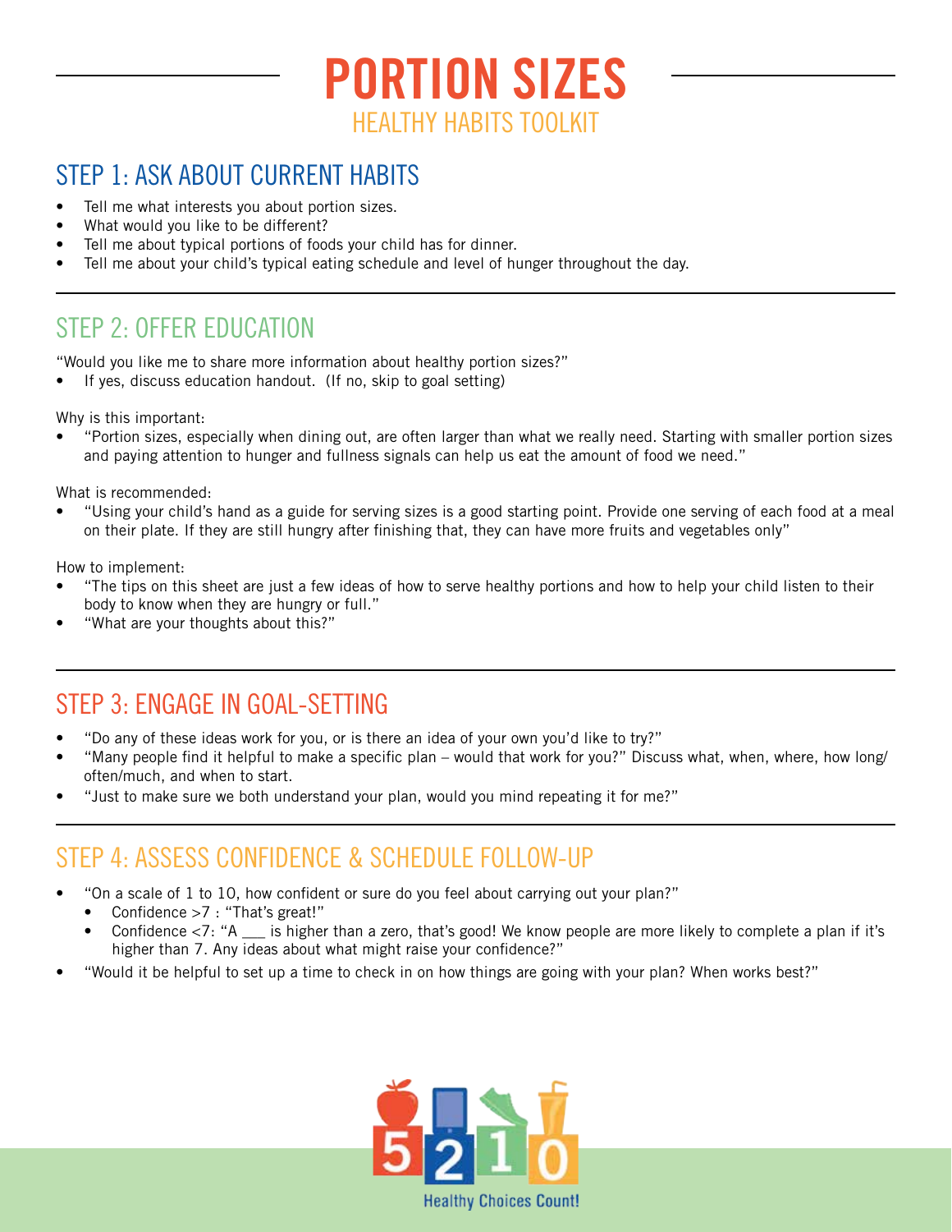# PORTION SIZES

## HEALTHY HABITS TOOLKIT

## STEP 1: ASK ABOUT CURRENT HABITS

- Tell me what interests you about portion sizes.
- What would you like to be different?
- Tell me about typical portions of foods your child has for dinner.
- Tell me about your child's typical eating schedule and level of hunger throughout the day.

## STEP 2: OFFER EDUCATION

"Would you like me to share more information about healthy portion sizes?"

- If yes, discuss education handout. (If no, skip to goal setting)

Why is this important:

- "Portion sizes, especially when dining out, are often larger than what we really need. Starting with smaller portion sizes and paying attention to hunger and fullness signals can help us eat the amount of food we need."

What is recommended:

- "Using your child's hand as a guide for serving sizes is a good starting point. Provide one serving of each food at a meal on their plate. If they are still hungry after finishing that, they can have more fruits and vegetables only"

How to implement:

- "The tips on this sheet are just a few ideas of how to serve healthy portions and how to help your child listen to their body to know when they are hungry or full."
- "What are your thoughts about this?"

## STEP 3: ENGAGE IN GOAL-SETTING

- "Do any of these ideas work for you, or is there an idea of your own you'd like to try?"
- "Many people find it helpful to make a specific plan – would that work for you?" Discuss what, when, where, how long/often/much, and when to start.
- "Just to make sure we both understand your plan, would you mind repeating it for me?"

## STEP 4: ASSESS CONFIDENCE & SCHEDULE FOLLOW-UP

- "On a scale of 1 to 10, how confident or sure do you feel about carrying out your plan?"
  - Confidence >7 : "That's great!"
  - Confidence <7: "A ___ is higher than a zero, that's good! We know people are more likely to complete a plan if it's higher than 7. Any ideas about what might raise your confidence?"
- "Would it be helpful to set up a time to check in on how things are going with your plan? When works best?"

5 2 1 0 Healthy Choices Count!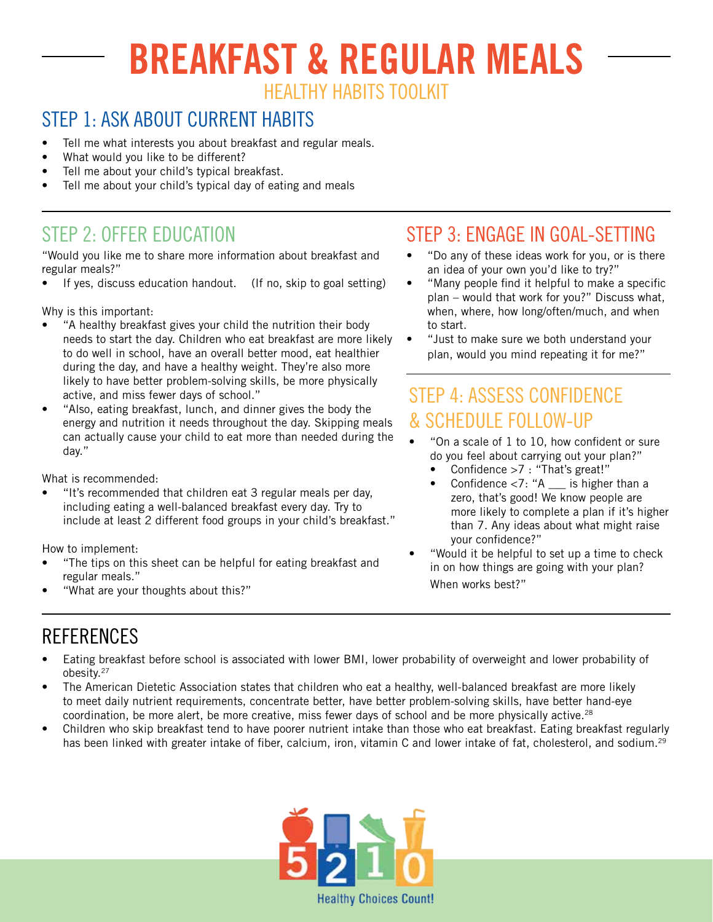# BREAKFAST & REGULAR MEALS

HEALTHY HABITS TOOLKIT

## STEP 1: ASK ABOUT CURRENT HABITS

- Tell me what interests you about breakfast and regular meals.
- What would you like to be different?
- Tell me about your child's typical breakfast.
- Tell me about your child's typical day of eating and meals

## STEP 2: OFFER EDUCATION

"Would you like me to share more information about breakfast and regular meals?"

- If yes, discuss education handout. (If no, skip to goal setting)

Why is this important:

- "A healthy breakfast gives your child the nutrition their body needs to start the day. Children who eat breakfast are more likely to do well in school, have an overall better mood, eat healthier during the day, and have a healthy weight. They're also more likely to have better problem-solving skills, be more physically active, and miss fewer days of school."
- "Also, eating breakfast, lunch, and dinner gives the body the energy and nutrition it needs throughout the day. Skipping meals can actually cause your child to eat more than needed during the day."

What is recommended:

- "It's recommended that children eat 3 regular meals per day, including eating a well-balanced breakfast every day. Try to include at least 2 different food groups in your child's breakfast."

How to implement:

- "The tips on this sheet can be helpful for eating breakfast and regular meals."
- "What are your thoughts about this?"

## STEP 3: ENGAGE IN GOAL-SETTING

- "Do any of these ideas work for you, or is there an idea of your own you'd like to try?"
- "Many people find it helpful to make a specific plan – would that work for you?" Discuss what, when, where, how long/often/much, and when to start.
- "Just to make sure we both understand your plan, would you mind repeating it for me?"

## STEP 4: ASSESS CONFIDENCE & SCHEDULE FOLLOW-UP

- "On a scale of 1 to 10, how confident or sure do you feel about carrying out your plan?"
  - Confidence >7 : "That's great!"
  - Confidence <7: "A ___ is higher than a zero, that's good! We know people are more likely to complete a plan if it's higher than 7. Any ideas about what might raise your confidence?"
- "Would it be helpful to set up a time to check in on how things are going with your plan? When works best?"

## REFERENCES

- Eating breakfast before school is associated with lower BMI, lower probability of overweight and lower probability of obesity.[27]
- The American Dietetic Association states that children who eat a healthy, well-balanced breakfast are more likely to meet daily nutrient requirements, concentrate better, have better problem-solving skills, have better hand-eye coordination, be more alert, be more creative, miss fewer days of school and be more physically active.[28]
- Children who skip breakfast tend to have poorer nutrient intake than those who eat breakfast. Eating breakfast regularly has been linked with greater intake of fiber, calcium, iron, vitamin C and lower intake of fat, cholesterol, and sodium.[29]

5 2 1 0 Healthy Choices Count!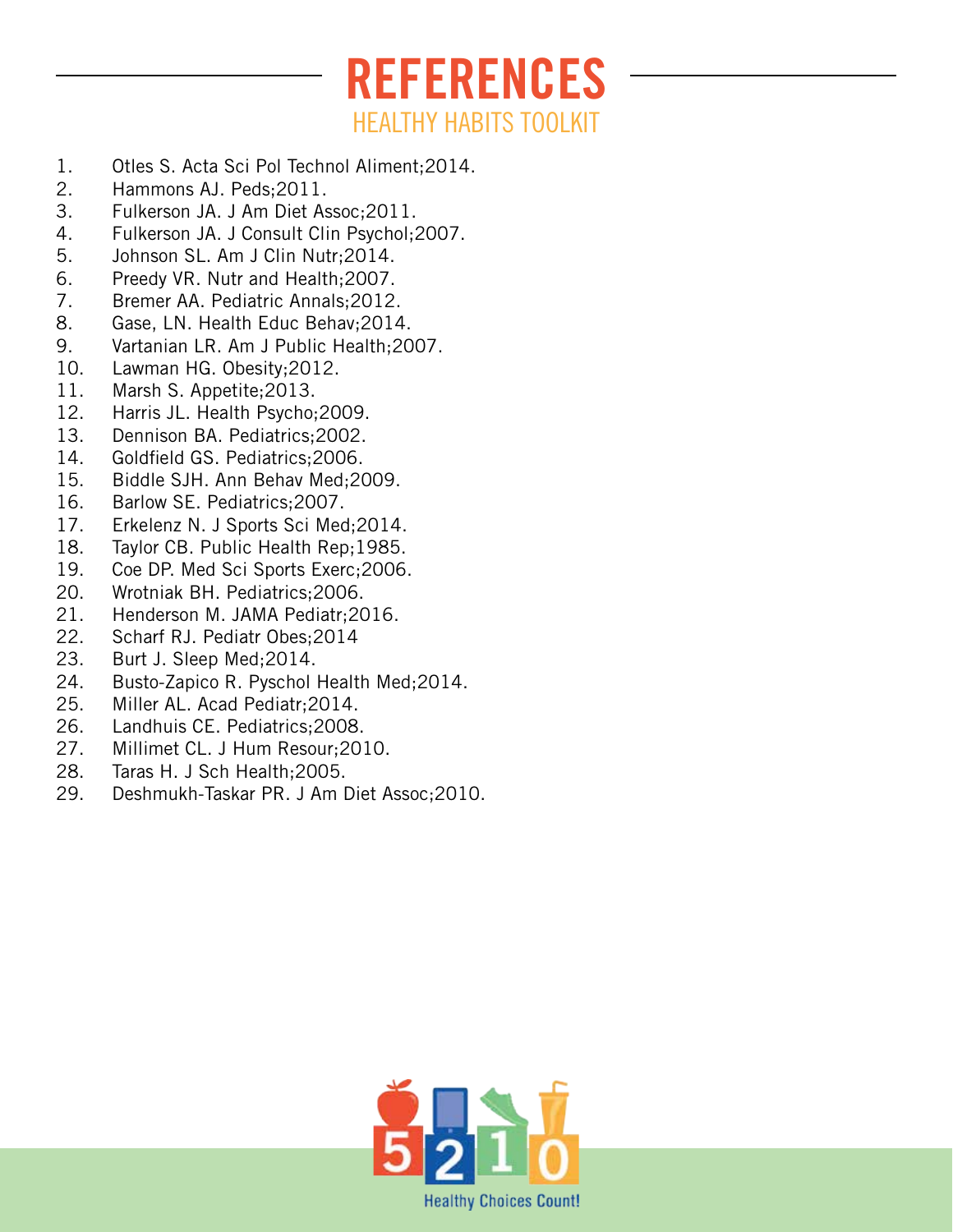# REFERENCES

## HEALTHY HABITS TOOLKIT

1. Otles S. Acta Sci Pol Technol Aliment;2014.
2. Hammons AJ. Peds;2011.
3. Fulkerson JA. J Am Diet Assoc;2011.
4. Fulkerson JA. J Consult Clin Psychol;2007.
5. Johnson SL. Am J Clin Nutr;2014.
6. Preedy VR. Nutr and Health;2007.
7. Bremer AA. Pediatric Annals;2012.
8. Gase, LN. Health Educ Behav;2014.
9. Vartanian LR. Am J Public Health;2007.
10. Lawman HG. Obesity;2012.
11. Marsh S. Appetite;2013.
12. Harris JL. Health Psycho;2009.
13. Dennison BA. Pediatrics;2002.
14. Goldfield GS. Pediatrics;2006.
15. Biddle SJH. Ann Behav Med;2009.
16. Barlow SE. Pediatrics;2007.
17. Erkelenz N. J Sports Sci Med;2014.
18. Taylor CB. Public Health Rep;1985.
19. Coe DP. Med Sci Sports Exerc;2006.
20. Wrotniak BH. Pediatrics;2006.
21. Henderson M. JAMA Pediatr;2016.
22. Scharf RJ. Pediatr Obes;2014
23. Burt J. Sleep Med;2014.
24. Busto-Zapico R. Pyschol Health Med;2014.
25. Miller AL. Acad Pediatr;2014.
26. Landhuis CE. Pediatrics;2008.
27. Millimet CL. J Hum Resour;2010.
28. Taras H. J Sch Health;2005.
29. Deshmukh-Taskar PR. J Am Diet Assoc;2010.

5 2 1 0

Healthy Choices Count!